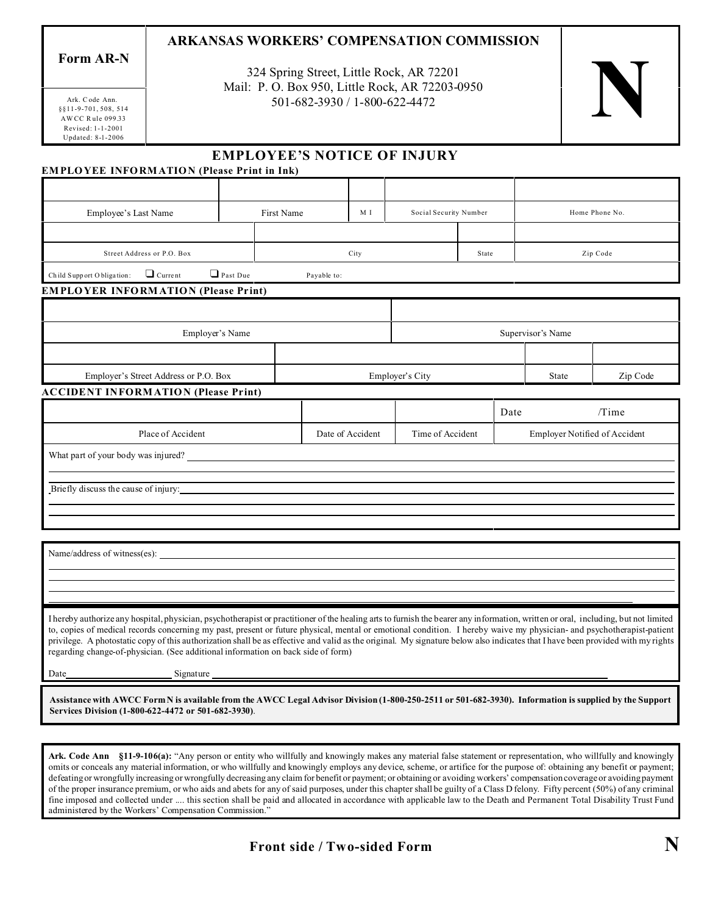| Form AR-N | ARKANSAS WORKERS' COMPENSATION COMMISSION | N |
|---|---|---|
| Ark. Code Ann. §§11-9-701, 508, 514<br>AWCC Rule 099.33<br>Revised: 1-1-2001<br>Updated: 8-1-2006 | 324 Spring Street, Little Rock, AR 72201<br>Mail: P. O. Box 950, Little Rock, AR 72203-0950<br>501-682-3930 / 1-800-622-4472 | |

# EMPLOYEE'S NOTICE OF INJURY

**EMPLOYEE INFORMATION (Please Print in Ink)**

| | | | | |
|---|---|---|---|---|
| Employee's Last Name | First Name | M I | Social Security Number | Home Phone No. |

| | | | |
|---|---|---|---|
| Street Address or P.O. Box | City | State | Zip Code |

Child Support Obligation: ❑ Current ❑ Past Due Payable to:

**EMPLOYER INFORMATION (Please Print)**

| | |
|---|---|
| Employer's Name | Supervisor's Name |

| | | | |
|---|---|---|---|
| Employer's Street Address or P.O. Box | Employer's City | State | Zip Code |

**ACCIDENT INFORMATION (Please Print)**

| | | | Date /Time |
|---|---|---|---|
| Place of Accident | Date of Accident | Time of Accident | Employer Notified of Accident |

What part of your body was injured? ______________________________

Briefly discuss the cause of injury: ______________________________

Name/address of witness(es): ______________________________

I hereby authorize any hospital, physician, psychotherapist or practitioner of the healing arts to furnish the bearer any information, written or oral, including, but not limited to, copies of medical records concerning my past, present or future physical, mental or emotional condition. I hereby waive my physician- and psychotherapist-patient privilege. A photostatic copy of this authorization shall be as effective and valid as the original. My signature below also indicates that I have been provided with my rights regarding change-of-physician. (See additional information on back side of form)

Date__________________ Signature ______________________________

**Assistance with AWCC Form N is available from the AWCC Legal Advisor Division (1-800-250-2511 or 501-682-3930). Information is supplied by the Support Services Division (1-800-622-4472 or 501-682-3930)**.

**Ark. Code Ann §11-9-106(a):** "Any person or entity who willfully and knowingly makes any material false statement or representation, who willfully and knowingly omits or conceals any material information, or who willfully and knowingly employs any device, scheme, or artifice for the purpose of: obtaining any benefit or payment; defeating or wrongfully increasing or wrongfully decreasing any claim for benefit or payment; or obtaining or avoiding workers' compensation coverage or avoiding payment of the proper insurance premium, or who aids and abets for any of said purposes, under this chapter shall be guilty of a Class D felony. Fifty percent (50%) of any criminal fine imposed and collected under .... this section shall be paid and allocated in accordance with applicable law to the Death and Permanent Total Disability Trust Fund administered by the Workers' Compensation Commission."

**Front side / Two-sided Form** **N**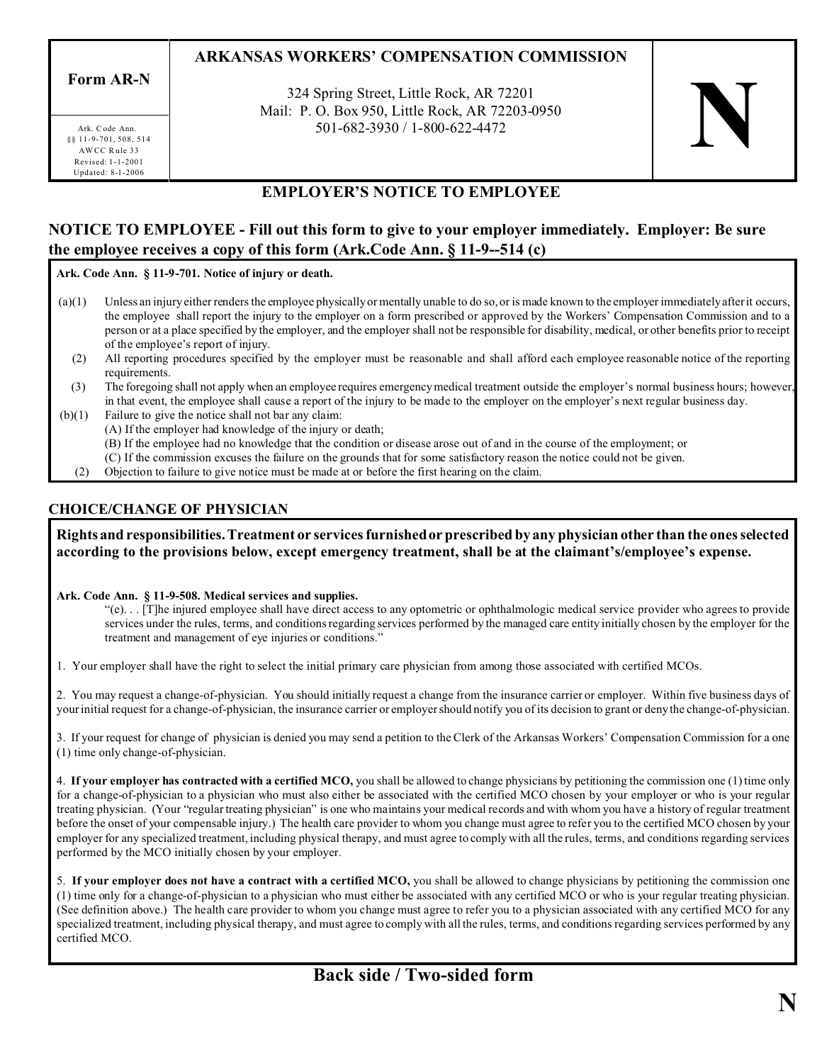| Form AR-N | ARKANSAS WORKERS' COMPENSATION COMMISSION | N |
|---|---|---|
| Ark. Code Ann. §§ 11-9-701, 508, 514 AWCC Rule 33 Revised: 1-1-2001 Updated: 8-1-2006 | 324 Spring Street, Little Rock, AR 72201 Mail: P. O. Box 950, Little Rock, AR 72203-0950 501-682-3930 / 1-800-622-4472 | |

## EMPLOYER'S NOTICE TO EMPLOYEE

**NOTICE TO EMPLOYEE - Fill out this form to give to your employer immediately. Employer: Be sure the employee receives a copy of this form (Ark.Code Ann. § 11-9--514 (c)**

**Ark. Code Ann. § 11-9-701. Notice of injury or death.**

(a)(1) Unless an injury either renders the employee physically or mentally unable to do so, or is made known to the employer immediately after it occurs, the employee shall report the injury to the employer on a form prescribed or approved by the Workers' Compensation Commission and to a person or at a place specified by the employer, and the employer shall not be responsible for disability, medical, or other benefits prior to receipt of the employee's report of injury.

(2) All reporting procedures specified by the employer must be reasonable and shall afford each employee reasonable notice of the reporting requirements.

(3) The foregoing shall not apply when an employee requires emergency medical treatment outside the employer's normal business hours; however, in that event, the employee shall cause a report of the injury to be made to the employer on the employer's next regular business day.

(b)(1) Failure to give the notice shall not bar any claim:

(A) If the employer had knowledge of the injury or death;

(B) If the employee had no knowledge that the condition or disease arose out of and in the course of the employment; or

(C) If the commission excuses the failure on the grounds that for some satisfactory reason the notice could not be given.

(2) Objection to failure to give notice must be made at or before the first hearing on the claim.

### CHOICE/CHANGE OF PHYSICIAN

**Rights and responsibilities. Treatment or services furnished or prescribed by any physician other than the ones selected according to the provisions below, except emergency treatment, shall be at the claimant's/employee's expense.**

**Ark. Code Ann. § 11-9-508. Medical services and supplies.**

"(e). . . [T]he injured employee shall have direct access to any optometric or ophthalmologic medical service provider who agrees to provide services under the rules, terms, and conditions regarding services performed by the managed care entity initially chosen by the employer for the treatment and management of eye injuries or conditions."

1. Your employer shall have the right to select the initial primary care physician from among those associated with certified MCOs.

2. You may request a change-of-physician. You should initially request a change from the insurance carrier or employer. Within five business days of your initial request for a change-of-physician, the insurance carrier or employer should notify you of its decision to grant or deny the change-of-physician.

3. If your request for change of physician is denied you may send a petition to the Clerk of the Arkansas Workers' Compensation Commission for a one (1) time only change-of-physician.

4. **If your employer has contracted with a certified MCO,** you shall be allowed to change physicians by petitioning the commission one (1) time only for a change-of-physician to a physician who must also either be associated with the certified MCO chosen by your employer or who is your regular treating physician. (Your "regular treating physician" is one who maintains your medical records and with whom you have a history of regular treatment before the onset of your compensable injury.) The health care provider to whom you change must agree to refer you to the certified MCO chosen by your employer for any specialized treatment, including physical therapy, and must agree to comply with all the rules, terms, and conditions regarding services performed by the MCO initially chosen by your employer.

5. **If your employer does not have a contract with a certified MCO,** you shall be allowed to change physicians by petitioning the commission one (1) time only for a change-of-physician to a physician who must either be associated with any certified MCO or who is your regular treating physician. (See definition above.) The health care provider to whom you change must agree to refer you to a physician associated with any certified MCO for any specialized treatment, including physical therapy, and must agree to comply with all the rules, terms, and conditions regarding services performed by any certified MCO.

**Back side / Two-sided form**

**N**